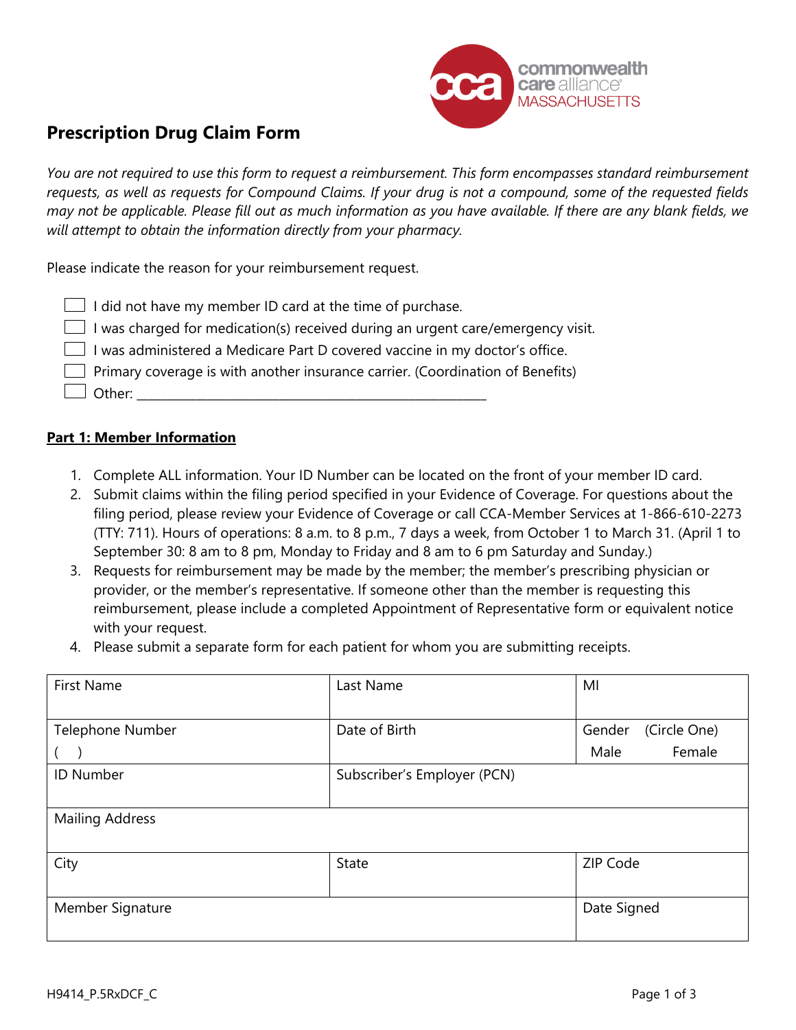commonwealth care alliance® MASSACHUSETTS

# Prescription Drug Claim Form

*You are not required to use this form to request a reimbursement. This form encompasses standard reimbursement requests, as well as requests for Compound Claims. If your drug is not a compound, some of the requested fields may not be applicable. Please fill out as much information as you have available. If there are any blank fields, we will attempt to obtain the information directly from your pharmacy.*

Please indicate the reason for your reimbursement request.

- ☐ I did not have my member ID card at the time of purchase.
- ☐ I was charged for medication(s) received during an urgent care/emergency visit.
- ☐ I was administered a Medicare Part D covered vaccine in my doctor's office.
- ☐ Primary coverage is with another insurance carrier. (Coordination of Benefits)
- ☐ Other: ____________________________________________________

## Part 1: Member Information

1. Complete ALL information. Your ID Number can be located on the front of your member ID card.
2. Submit claims within the filing period specified in your Evidence of Coverage. For questions about the filing period, please review your Evidence of Coverage or call CCA-Member Services at 1-866-610-2273 (TTY: 711). Hours of operations: 8 a.m. to 8 p.m., 7 days a week, from October 1 to March 31. (April 1 to September 30: 8 am to 8 pm, Monday to Friday and 8 am to 6 pm Saturday and Sunday.)
3. Requests for reimbursement may be made by the member; the member's prescribing physician or provider, or the member's representative. If someone other than the member is requesting this reimbursement, please include a completed Appointment of Representative form or equivalent notice with your request.
4. Please submit a separate form for each patient for whom you are submitting receipts.

| First Name | Last Name | MI |
|---|---|---|
| Telephone Number<br>(    ) | Date of Birth | Gender (Circle One)<br>Male Female |
| ID Number | Subscriber's Employer (PCN) | |
| Mailing Address | | |
| City | State | ZIP Code |
| Member Signature | | Date Signed |

H9414_P.5RxDCF_C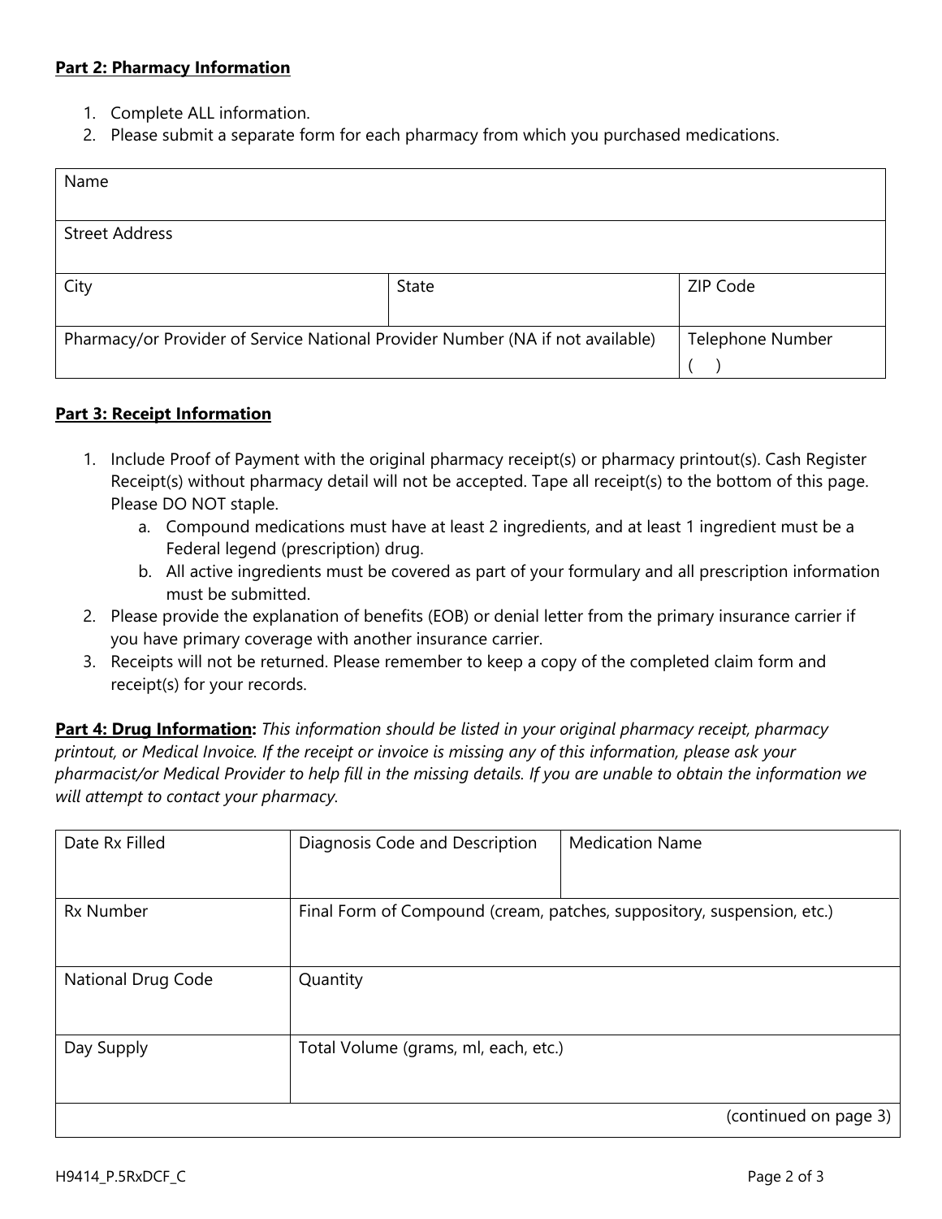**Part 2: Pharmacy Information**

1. Complete ALL information.
2. Please submit a separate form for each pharmacy from which you purchased medications.

| Name | | |
|---|---|---|
| Street Address | | |
| City | State | ZIP Code |
| Pharmacy/or Provider of Service National Provider Number (NA if not available) | | Telephone Number<br>( ) |

**Part 3: Receipt Information**

1. Include Proof of Payment with the original pharmacy receipt(s) or pharmacy printout(s). Cash Register Receipt(s) without pharmacy detail will not be accepted. Tape all receipt(s) to the bottom of this page. Please DO NOT staple.
   a. Compound medications must have at least 2 ingredients, and at least 1 ingredient must be a Federal legend (prescription) drug.
   b. All active ingredients must be covered as part of your formulary and all prescription information must be submitted.
2. Please provide the explanation of benefits (EOB) or denial letter from the primary insurance carrier if you have primary coverage with another insurance carrier.
3. Receipts will not be returned. Please remember to keep a copy of the completed claim form and receipt(s) for your records.

**Part 4: Drug Information:** *This information should be listed in your original pharmacy receipt, pharmacy printout, or Medical Invoice. If the receipt or invoice is missing any of this information, please ask your pharmacist/or Medical Provider to help fill in the missing details. If you are unable to obtain the information we will attempt to contact your pharmacy.*

| Date Rx Filled | Diagnosis Code and Description | Medication Name |
|---|---|---|
| Rx Number | Final Form of Compound (cream, patches, suppository, suspension, etc.) | |
| National Drug Code | Quantity | |
| Day Supply | Total Volume (grams, ml, each, etc.) | |
| | | (continued on page 3) |

H9414_P.5RxDCF_C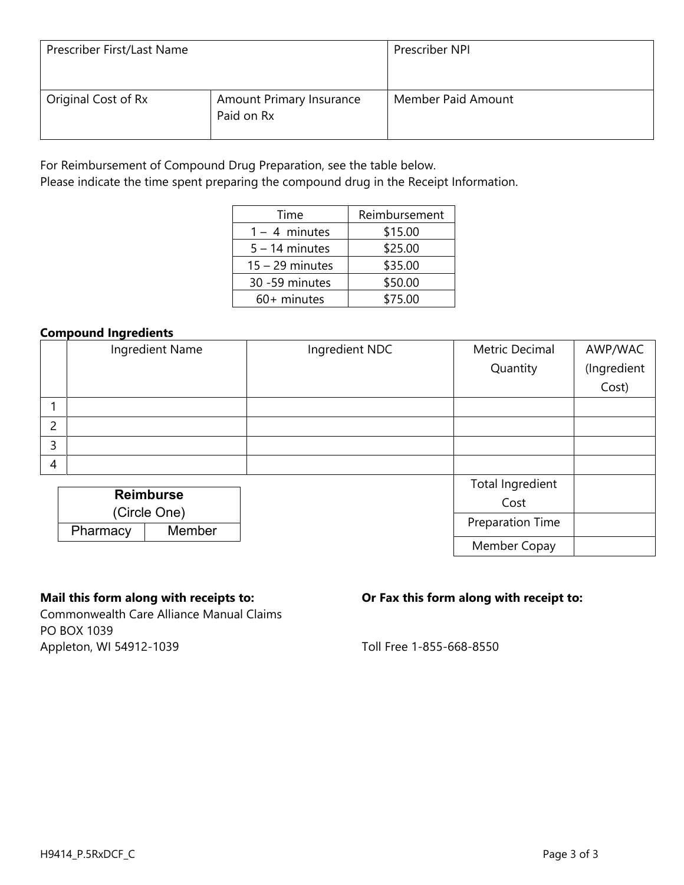| Prescriber First/Last Name | | Prescriber NPI |
|---|---|---|
| Original Cost of Rx | Amount Primary Insurance Paid on Rx | Member Paid Amount |

For Reimbursement of Compound Drug Preparation, see the table below.
Please indicate the time spent preparing the compound drug in the Receipt Information.

| Time | Reimbursement |
|---|---|
| 1 – 4 minutes | $15.00 |
| 5 – 14 minutes | $25.00 |
| 15 – 29 minutes | $35.00 |
| 30 -59 minutes | $50.00 |
| 60+ minutes | $75.00 |

**Compound Ingredients**

| | Ingredient Name | Ingredient NDC | Metric Decimal Quantity | AWP/WAC (Ingredient Cost) |
|---|---|---|---|---|
| 1 | | | | |
| 2 | | | | |
| 3 | | | | |
| 4 | | | | |
| | | | Total Ingredient Cost | |
| | | | Preparation Time | |
| | | | Member Copay | |

| **Reimburse** (Circle One) | |
|---|---|
| Pharmacy | Member |

**Mail this form along with receipts to:**
Commonwealth Care Alliance Manual Claims
PO BOX 1039
Appleton, WI 54912-1039

**Or Fax this form along with receipt to:**

Toll Free 1-855-668-8550

H9414_P.5RxDCF_C